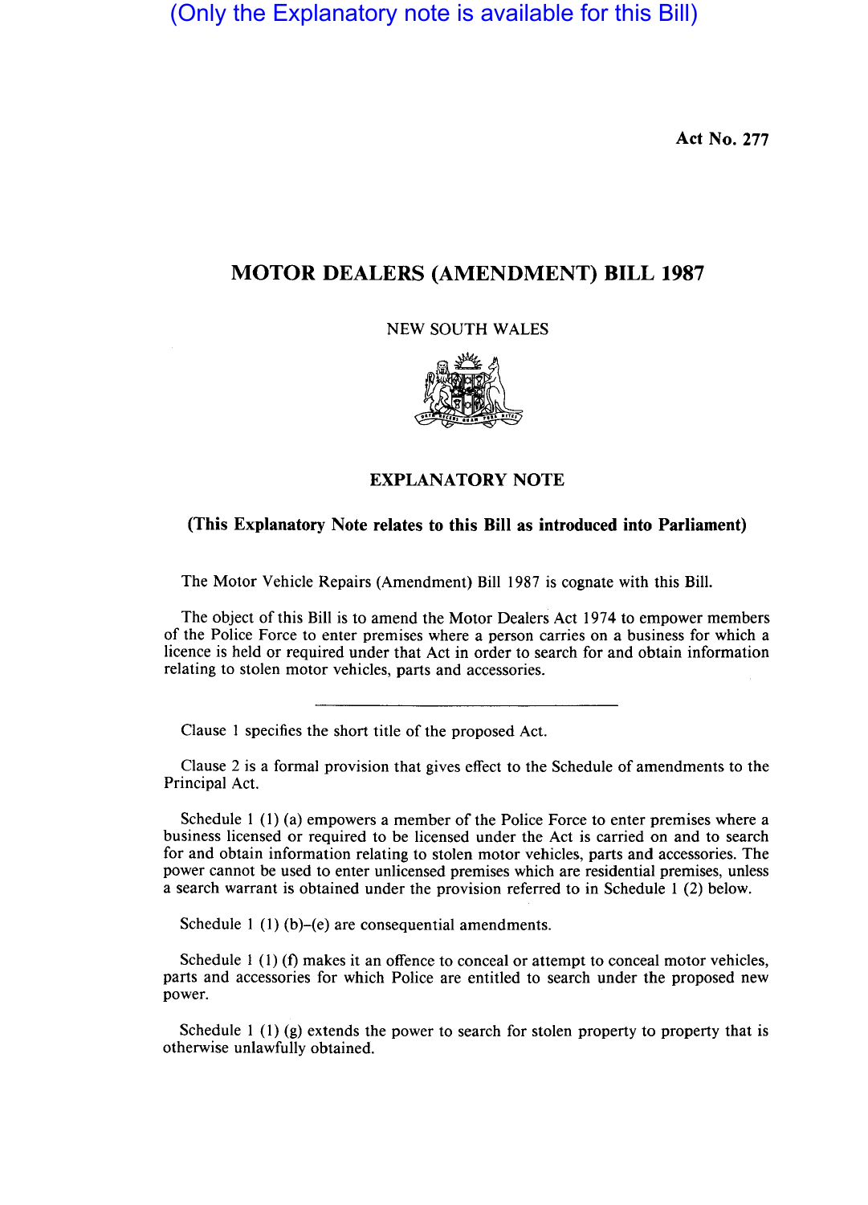(Only the Explanatory note is available for this Bill)

Act No. 277

# MOTOR DEALERS (AMENDMENT) BILL 1987

NEW SOUTH WALES

## EXPLANATORY NOTE

**(This Explanatory Note relates to this Bill as introduced into Parliament)**

The Motor Vehicle Repairs (Amendment) Bill 1987 is cognate with this Bill.

The object of this Bill is to amend the Motor Dealers Act 1974 to empower members of the Police Force to enter premises where a person carries on a business for which a licence is held or required under that Act in order to search for and obtain information relating to stolen motor vehicles, parts and accessories.

---

Clause 1 specifies the short title of the proposed Act.

Clause 2 is a formal provision that gives effect to the Schedule of amendments to the Principal Act.

Schedule 1 (1) (a) empowers a member of the Police Force to enter premises where a business licensed or required to be licensed under the Act is carried on and to search for and obtain information relating to stolen motor vehicles, parts and accessories. The power cannot be used to enter unlicensed premises which are residential premises, unless a search warrant is obtained under the provision referred to in Schedule 1 (2) below.

Schedule 1 (1) (b)–(e) are consequential amendments.

Schedule 1 (1) (f) makes it an offence to conceal or attempt to conceal motor vehicles, parts and accessories for which Police are entitled to search under the proposed new power.

Schedule 1 (1) (g) extends the power to search for stolen property to property that is otherwise unlawfully obtained.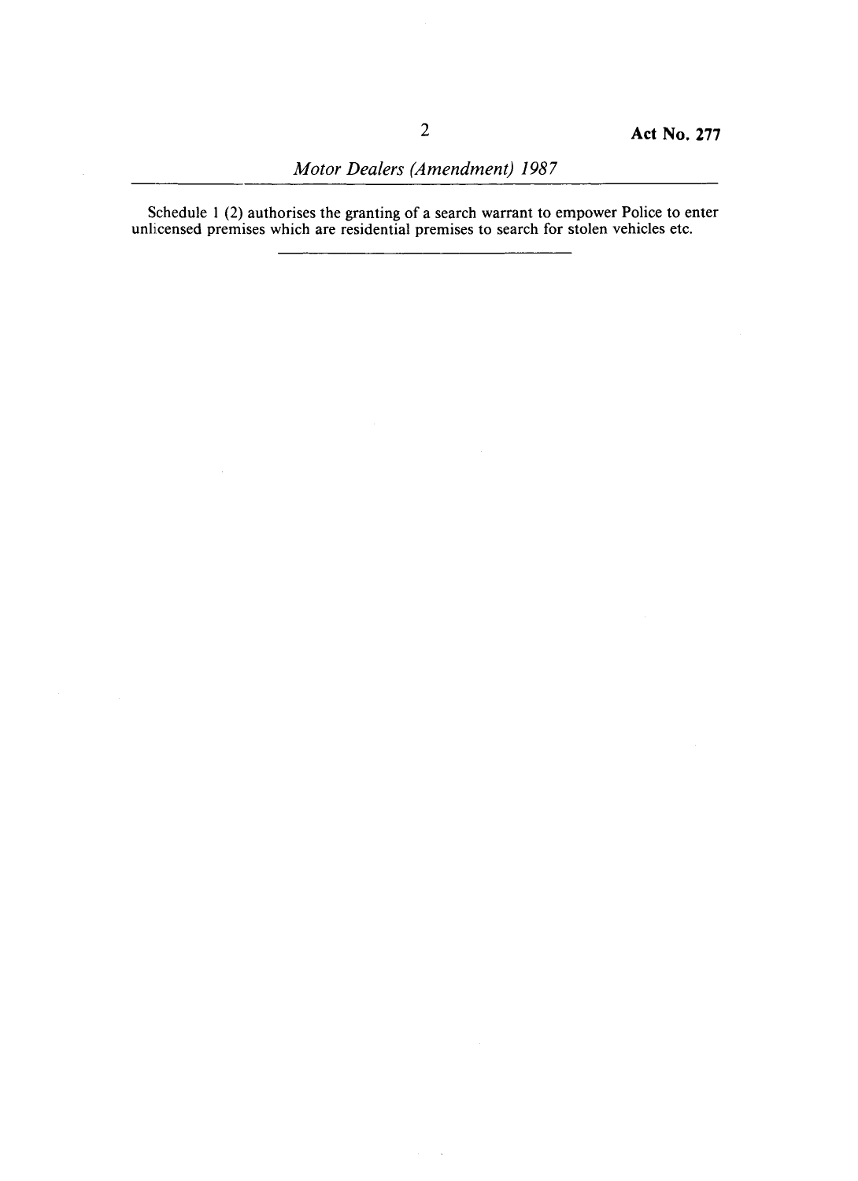Schedule 1 (2) authorises the granting of a search warrant to empower Police to enter unlicensed premises which are residential premises to search for stolen vehicles etc.